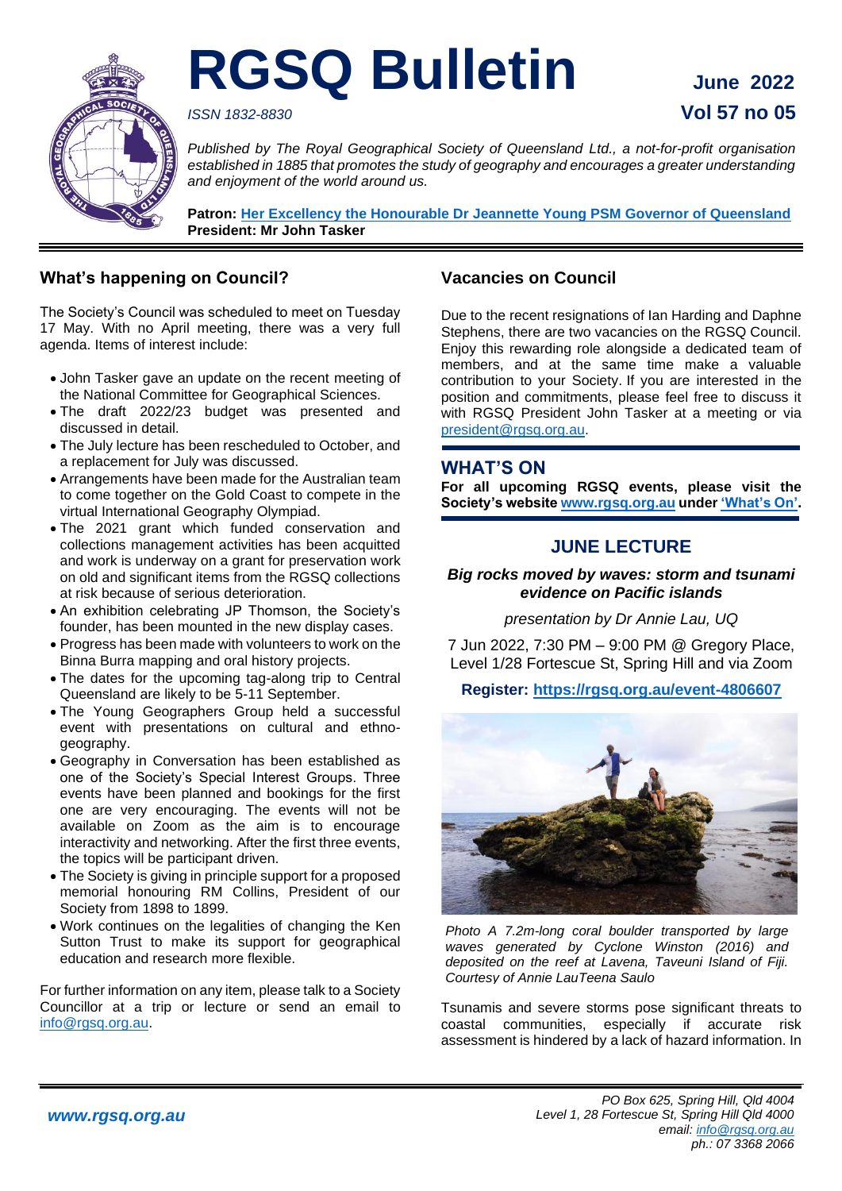# RGSQ Bulletin

*ISSN 1832-8830*

**June 2022**

**Vol 57 no 05**

*Published by The Royal Geographical Society of Queensland Ltd., a not-for-profit organisation established in 1885 that promotes the study of geography and encourages a greater understanding and enjoyment of the world around us.*

**Patron: Her Excellency the Honourable Dr Jeannette Young PSM Governor of Queensland**
**President: Mr John Tasker**

## What's happening on Council?

The Society's Council was scheduled to meet on Tuesday 17 May. With no April meeting, there was a very full agenda. Items of interest include:

- John Tasker gave an update on the recent meeting of the National Committee for Geographical Sciences.
- The draft 2022/23 budget was presented and discussed in detail.
- The July lecture has been rescheduled to October, and a replacement for July was discussed.
- Arrangements have been made for the Australian team to come together on the Gold Coast to compete in the virtual International Geography Olympiad.
- The 2021 grant which funded conservation and collections management activities has been acquitted and work is underway on a grant for preservation work on old and significant items from the RGSQ collections at risk because of serious deterioration.
- An exhibition celebrating JP Thomson, the Society's founder, has been mounted in the new display cases.
- Progress has been made with volunteers to work on the Binna Burra mapping and oral history projects.
- The dates for the upcoming tag-along trip to Central Queensland are likely to be 5-11 September.
- The Young Geographers Group held a successful event with presentations on cultural and ethno-geography.
- Geography in Conversation has been established as one of the Society's Special Interest Groups. Three events have been planned and bookings for the first one are very encouraging. The events will not be available on Zoom as the aim is to encourage interactivity and networking. After the first three events, the topics will be participant driven.
- The Society is giving in principle support for a proposed memorial honouring RM Collins, President of our Society from 1898 to 1899.
- Work continues on the legalities of changing the Ken Sutton Trust to make its support for geographical education and research more flexible.

For further information on any item, please talk to a Society Councillor at a trip or lecture or send an email to info@rgsq.org.au.

## Vacancies on Council

Due to the recent resignations of Ian Harding and Daphne Stephens, there are two vacancies on the RGSQ Council. Enjoy this rewarding role alongside a dedicated team of members, and at the same time make a valuable contribution to your Society. If you are interested in the position and commitments, please feel free to discuss it with RGSQ President John Tasker at a meeting or via president@rgsq.org.au.

## WHAT'S ON

**For all upcoming RGSQ events, please visit the Society's website www.rgsq.org.au under 'What's On'.**

## JUNE LECTURE

***Big rocks moved by waves: storm and tsunami evidence on Pacific islands***

*presentation by Dr Annie Lau, UQ*

7 Jun 2022, 7:30 PM – 9:00 PM @ Gregory Place, Level 1/28 Fortescue St, Spring Hill and via Zoom

**Register: https://rgsq.org.au/event-4806607**

*Photo A 7.2m-long coral boulder transported by large waves generated by Cyclone Winston (2016) and deposited on the reef at Lavena, Taveuni Island of Fiji. Courtesy of Annie LauTeena Saulo*

Tsunamis and severe storms pose significant threats to coastal communities, especially if accurate risk assessment is hindered by a lack of hazard information. In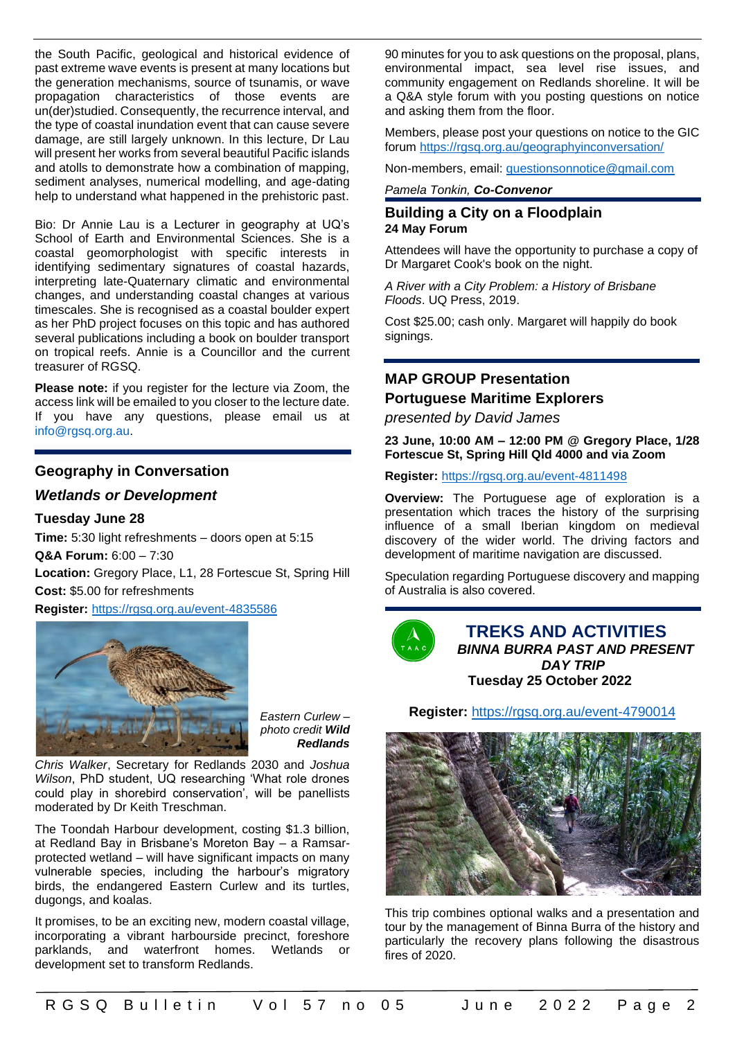the South Pacific, geological and historical evidence of past extreme wave events is present at many locations but the generation mechanisms, source of tsunamis, or wave propagation characteristics of those events are un(der)studied. Consequently, the recurrence interval, and the type of coastal inundation event that can cause severe damage, are still largely unknown. In this lecture, Dr Lau will present her works from several beautiful Pacific islands and atolls to demonstrate how a combination of mapping, sediment analyses, numerical modelling, and age-dating help to understand what happened in the prehistoric past.

Bio: Dr Annie Lau is a Lecturer in geography at UQ's School of Earth and Environmental Sciences. She is a coastal geomorphologist with specific interests in identifying sedimentary signatures of coastal hazards, interpreting late-Quaternary climatic and environmental changes, and understanding coastal changes at various timescales. She is recognised as a coastal boulder expert as her PhD project focuses on this topic and has authored several publications including a book on boulder transport on tropical reefs. Annie is a Councillor and the current treasurer of RGSQ.

**Please note:** if you register for the lecture via Zoom, the access link will be emailed to you closer to the lecture date. If you have any questions, please email us at info@rgsq.org.au.

## Geography in Conversation

### *Wetlands or Development*

**Tuesday June 28**

**Time:** 5:30 light refreshments – doors open at 5:15

**Q&A Forum:** 6:00 – 7:30

**Location:** Gregory Place, L1, 28 Fortescue St, Spring Hill

**Cost:** $5.00 for refreshments

**Register:** https://rgsq.org.au/event-4835586

*Eastern Curlew – photo credit* ***Wild Redlands***

*Chris Walker*, Secretary for Redlands 2030 and *Joshua Wilson*, PhD student, UQ researching 'What role drones could play in shorebird conservation', will be panellists moderated by Dr Keith Treschman.

The Toondah Harbour development, costing $1.3 billion, at Redland Bay in Brisbane's Moreton Bay – a Ramsar-protected wetland – will have significant impacts on many vulnerable species, including the harbour's migratory birds, the endangered Eastern Curlew and its turtles, dugongs, and koalas.

It promises, to be an exciting new, modern coastal village, incorporating a vibrant harbourside precinct, foreshore parklands, and waterfront homes. Wetlands or development set to transform Redlands.

90 minutes for you to ask questions on the proposal, plans, environmental impact, sea level rise issues, and community engagement on Redlands shoreline. It will be a Q&A style forum with you posting questions on notice and asking them from the floor.

Members, please post your questions on notice to the GIC forum https://rgsq.org.au/geographyinconversation/

Non-members, email: questionsonnotice@gmail.com

*Pamela Tonkin,* ***Co-Convenor***

## Building a City on a Floodplain

**24 May Forum**

Attendees will have the opportunity to purchase a copy of Dr Margaret Cook's book on the night.

*A River with a City Problem: a History of Brisbane Floods*. UQ Press, 2019.

Cost $25.00; cash only. Margaret will happily do book signings.

## MAP GROUP Presentation

## Portuguese Maritime Explorers

*presented by David James*

**23 June, 10:00 AM – 12:00 PM @ Gregory Place, 1/28 Fortescue St, Spring Hill Qld 4000 and via Zoom**

**Register:** https://rgsq.org.au/event-4811498

**Overview:** The Portuguese age of exploration is a presentation which traces the history of the surprising influence of a small Iberian kingdom on medieval discovery of the wider world. The driving factors and development of maritime navigation are discussed.

Speculation regarding Portuguese discovery and mapping of Australia is also covered.

## TREKS AND ACTIVITIES

***BINNA BURRA PAST AND PRESENT DAY TRIP***

**Tuesday 25 October 2022**

**Register:** https://rgsq.org.au/event-4790014

This trip combines optional walks and a presentation and tour by the management of Binna Burra of the history and particularly the recovery plans following the disastrous fires of 2020.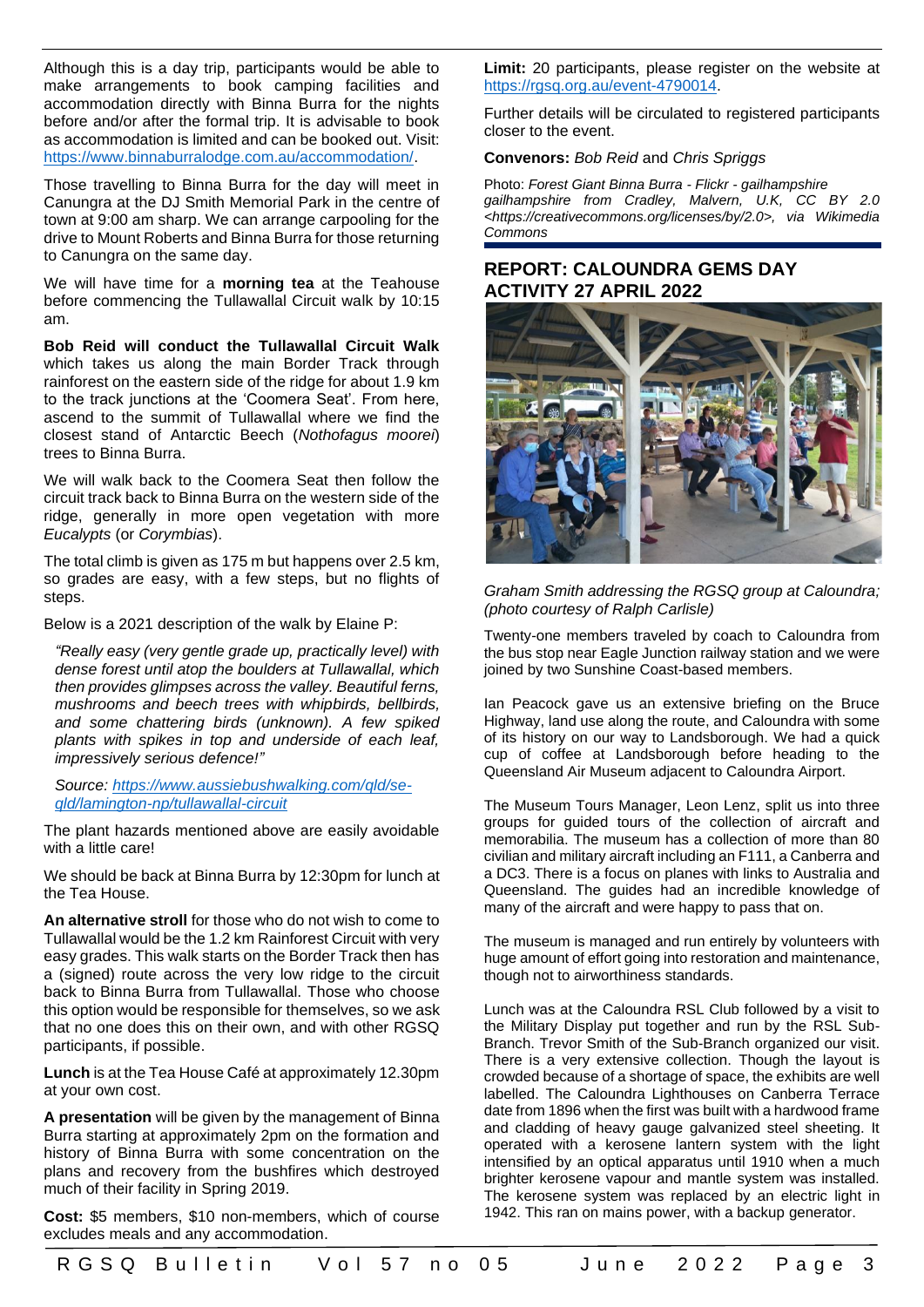Although this is a day trip, participants would be able to make arrangements to book camping facilities and accommodation directly with Binna Burra for the nights before and/or after the formal trip. It is advisable to book as accommodation is limited and can be booked out. Visit: https://www.binnaburralodge.com.au/accommodation/.

Those travelling to Binna Burra for the day will meet in Canungra at the DJ Smith Memorial Park in the centre of town at 9:00 am sharp. We can arrange carpooling for the drive to Mount Roberts and Binna Burra for those returning to Canungra on the same day.

We will have time for a **morning tea** at the Teahouse before commencing the Tullawallal Circuit walk by 10:15 am.

**Bob Reid will conduct the Tullawallal Circuit Walk** which takes us along the main Border Track through rainforest on the eastern side of the ridge for about 1.9 km to the track junctions at the 'Coomera Seat'. From here, ascend to the summit of Tullawallal where we find the closest stand of Antarctic Beech (*Nothofagus moorei*) trees to Binna Burra.

We will walk back to the Coomera Seat then follow the circuit track back to Binna Burra on the western side of the ridge, generally in more open vegetation with more *Eucalypts* (or *Corymbias*).

The total climb is given as 175 m but happens over 2.5 km, so grades are easy, with a few steps, but no flights of steps.

Below is a 2021 description of the walk by Elaine P:

> *"Really easy (very gentle grade up, practically level) with dense forest until atop the boulders at Tullawallal, which then provides glimpses across the valley. Beautiful ferns, mushrooms and beech trees with whipbirds, bellbirds, and some chattering birds (unknown). A few spiked plants with spikes in top and underside of each leaf, impressively serious defence!"*
>
> *Source: https://www.aussiebushwalking.com/qld/se-qld/lamington-np/tullawallal-circuit*

The plant hazards mentioned above are easily avoidable with a little care!

We should be back at Binna Burra by 12:30pm for lunch at the Tea House.

**An alternative stroll** for those who do not wish to come to Tullawallal would be the 1.2 km Rainforest Circuit with very easy grades. This walk starts on the Border Track then has a (signed) route across the very low ridge to the circuit back to Binna Burra from Tullawallal. Those who choose this option would be responsible for themselves, so we ask that no one does this on their own, and with other RGSQ participants, if possible.

**Lunch** is at the Tea House Café at approximately 12.30pm at your own cost.

**A presentation** will be given by the management of Binna Burra starting at approximately 2pm on the formation and history of Binna Burra with some concentration on the plans and recovery from the bushfires which destroyed much of their facility in Spring 2019.

**Cost:** $5 members, $10 non-members, which of course excludes meals and any accommodation.

**Limit:** 20 participants, please register on the website at https://rgsq.org.au/event-4790014.

Further details will be circulated to registered participants closer to the event.

**Convenors:** *Bob Reid* and *Chris Spriggs*

Photo: *Forest Giant Binna Burra - Flickr - gailhampshire gailhampshire from Cradley, Malvern, U.K, CC BY 2.0 <https://creativecommons.org/licenses/by/2.0>, via Wikimedia Commons*

## REPORT: CALOUNDRA GEMS DAY ACTIVITY 27 APRIL 2022

*Graham Smith addressing the RGSQ group at Caloundra; (photo courtesy of Ralph Carlisle)*

Twenty-one members traveled by coach to Caloundra from the bus stop near Eagle Junction railway station and we were joined by two Sunshine Coast-based members.

Ian Peacock gave us an extensive briefing on the Bruce Highway, land use along the route, and Caloundra with some of its history on our way to Landsborough. We had a quick cup of coffee at Landsborough before heading to the Queensland Air Museum adjacent to Caloundra Airport.

The Museum Tours Manager, Leon Lenz, split us into three groups for guided tours of the collection of aircraft and memorabilia. The museum has a collection of more than 80 civilian and military aircraft including an F111, a Canberra and a DC3. There is a focus on planes with links to Australia and Queensland. The guides had an incredible knowledge of many of the aircraft and were happy to pass that on.

The museum is managed and run entirely by volunteers with huge amount of effort going into restoration and maintenance, though not to airworthiness standards.

Lunch was at the Caloundra RSL Club followed by a visit to the Military Display put together and run by the RSL Sub-Branch. Trevor Smith of the Sub-Branch organized our visit. There is a very extensive collection. Though the layout is crowded because of a shortage of space, the exhibits are well labelled. The Caloundra Lighthouses on Canberra Terrace date from 1896 when the first was built with a hardwood frame and cladding of heavy gauge galvanized steel sheeting. It operated with a kerosene lantern system with the light intensified by an optical apparatus until 1910 when a much brighter kerosene vapour and mantle system was installed. The kerosene system was replaced by an electric light in 1942. This ran on mains power, with a backup generator.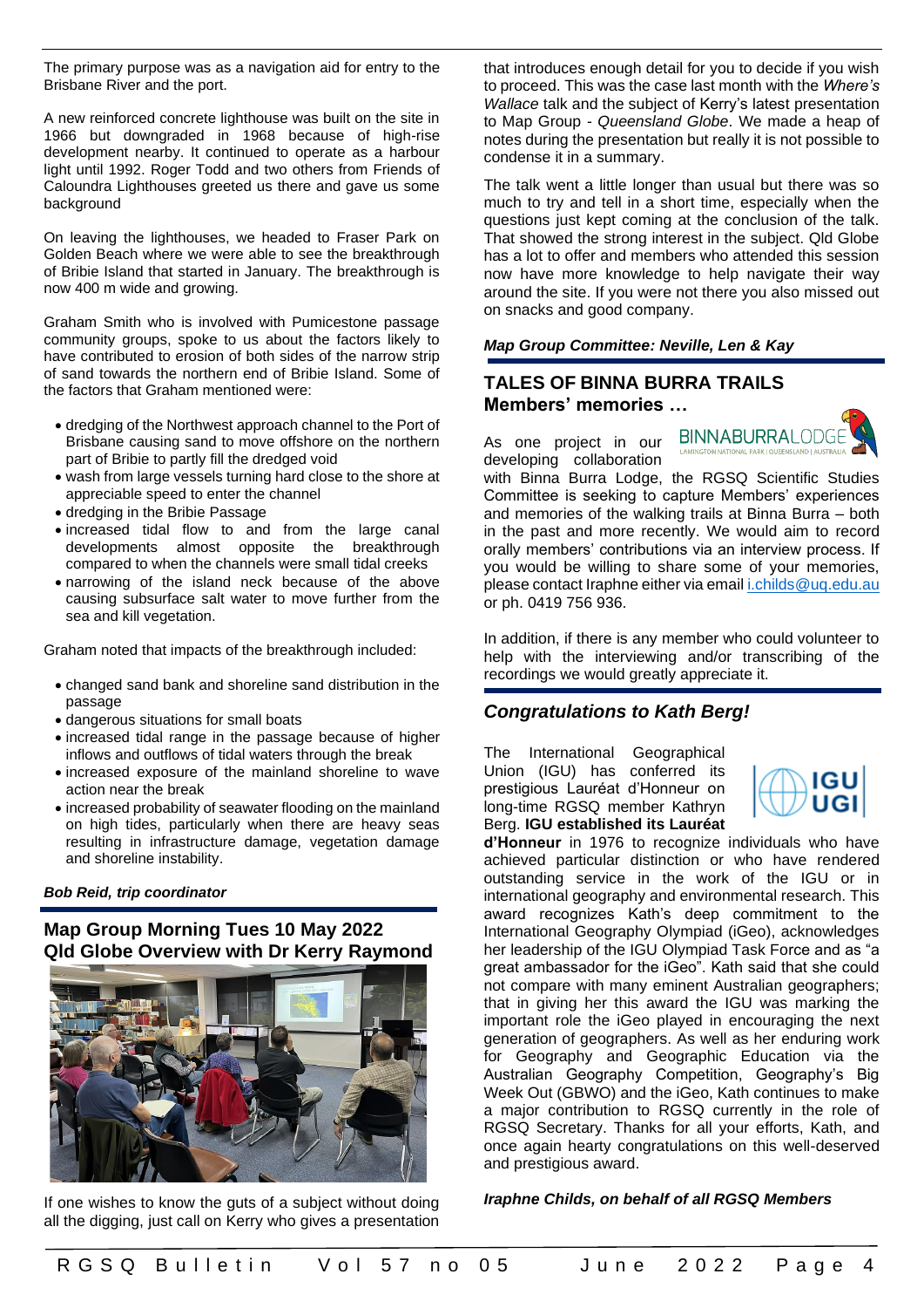The primary purpose was as a navigation aid for entry to the Brisbane River and the port.

A new reinforced concrete lighthouse was built on the site in 1966 but downgraded in 1968 because of high-rise development nearby. It continued to operate as a harbour light until 1992. Roger Todd and two others from Friends of Caloundra Lighthouses greeted us there and gave us some background

On leaving the lighthouses, we headed to Fraser Park on Golden Beach where we were able to see the breakthrough of Bribie Island that started in January. The breakthrough is now 400 m wide and growing.

Graham Smith who is involved with Pumicestone passage community groups, spoke to us about the factors likely to have contributed to erosion of both sides of the narrow strip of sand towards the northern end of Bribie Island. Some of the factors that Graham mentioned were:

- dredging of the Northwest approach channel to the Port of Brisbane causing sand to move offshore on the northern part of Bribie to partly fill the dredged void
- wash from large vessels turning hard close to the shore at appreciable speed to enter the channel
- dredging in the Bribie Passage
- increased tidal flow to and from the large canal developments almost opposite the breakthrough compared to when the channels were small tidal creeks
- narrowing of the island neck because of the above causing subsurface salt water to move further from the sea and kill vegetation.

Graham noted that impacts of the breakthrough included:

- changed sand bank and shoreline sand distribution in the passage
- dangerous situations for small boats
- increased tidal range in the passage because of higher inflows and outflows of tidal waters through the break
- increased exposure of the mainland shoreline to wave action near the break
- increased probability of seawater flooding on the mainland on high tides, particularly when there are heavy seas resulting in infrastructure damage, vegetation damage and shoreline instability.

***Bob Reid, trip coordinator***

## Map Group Morning Tues 10 May 2022
## Qld Globe Overview with Dr Kerry Raymond

If one wishes to know the guts of a subject without doing all the digging, just call on Kerry who gives a presentation that introduces enough detail for you to decide if you wish to proceed. This was the case last month with the *Where's Wallace* talk and the subject of Kerry's latest presentation to Map Group - *Queensland Globe*. We made a heap of notes during the presentation but really it is not possible to condense it in a summary.

The talk went a little longer than usual but there was so much to try and tell in a short time, especially when the questions just kept coming at the conclusion of the talk. That showed the strong interest in the subject. Qld Globe has a lot to offer and members who attended this session now have more knowledge to help navigate their way around the site. If you were not there you also missed out on snacks and good company.

***Map Group Committee: Neville, Len & Kay***

## TALES OF BINNA BURRA TRAILS
## Members' memories …

As one project in our developing collaboration with Binna Burra Lodge, the RGSQ Scientific Studies Committee is seeking to capture Members' experiences and memories of the walking trails at Binna Burra – both in the past and more recently. We would aim to record orally members' contributions via an interview process. If you would be willing to share some of your memories, please contact Iraphne either via email i.childs@uq.edu.au or ph. 0419 756 936.

In addition, if there is any member who could volunteer to help with the interviewing and/or transcribing of the recordings we would greatly appreciate it.

## *Congratulations to Kath Berg!*

The International Geographical Union (IGU) has conferred its prestigious Lauréat d'Honneur on long-time RGSQ member Kathryn Berg. **IGU established its Lauréat d'Honneur** in 1976 to recognize individuals who have achieved particular distinction or who have rendered outstanding service in the work of the IGU or in international geography and environmental research. This award recognizes Kath's deep commitment to the International Geography Olympiad (iGeo), acknowledges her leadership of the IGU Olympiad Task Force and as "a great ambassador for the iGeo". Kath said that she could not compare with many eminent Australian geographers; that in giving her this award the IGU was marking the important role the iGeo played in encouraging the next generation of geographers. As well as her enduring work for Geography and Geographic Education via the Australian Geography Competition, Geography's Big Week Out (GBWO) and the iGeo, Kath continues to make a major contribution to RGSQ currently in the role of RGSQ Secretary. Thanks for all your efforts, Kath, and once again hearty congratulations on this well-deserved and prestigious award.

***Iraphne Childs, on behalf of all RGSQ Members***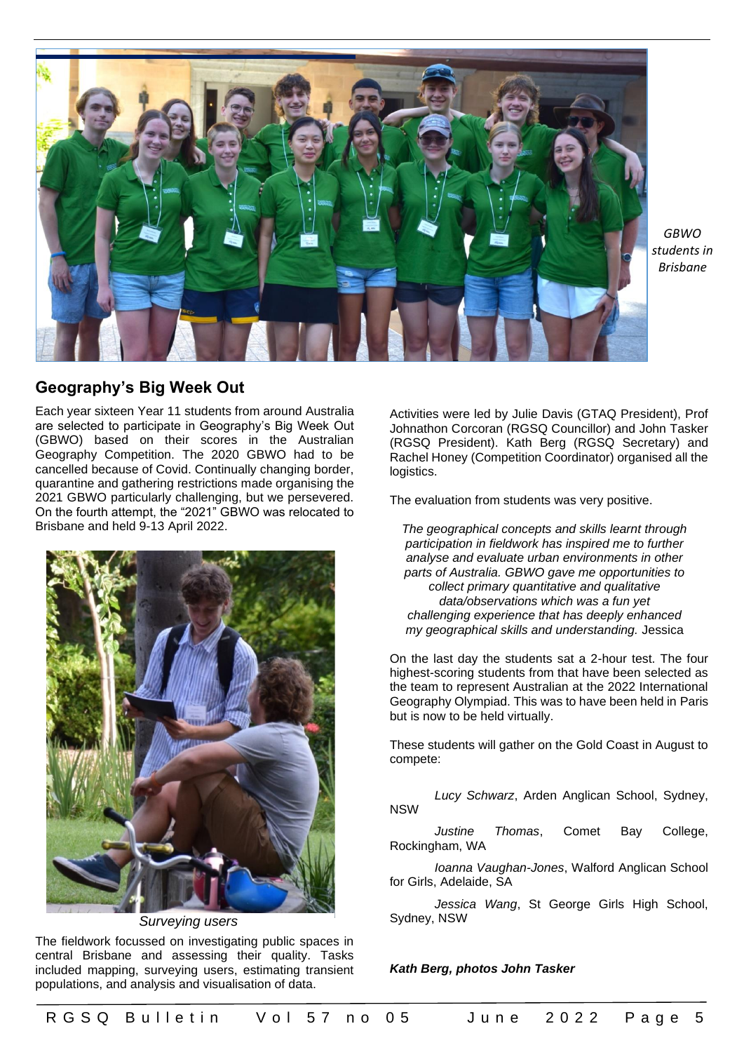*GBWO students in Brisbane*

## Geography's Big Week Out

Each year sixteen Year 11 students from around Australia are selected to participate in Geography's Big Week Out (GBWO) based on their scores in the Australian Geography Competition. The 2020 GBWO had to be cancelled because of Covid. Continually changing border, quarantine and gathering restrictions made organising the 2021 GBWO particularly challenging, but we persevered. On the fourth attempt, the "2021" GBWO was relocated to Brisbane and held 9-13 April 2022.

*Surveying users*

The fieldwork focussed on investigating public spaces in central Brisbane and assessing their quality. Tasks included mapping, surveying users, estimating transient populations, and analysis and visualisation of data.

Activities were led by Julie Davis (GTAQ President), Prof Johnathon Corcoran (RGSQ Councillor) and John Tasker (RGSQ President). Kath Berg (RGSQ Secretary) and Rachel Honey (Competition Coordinator) organised all the logistics.

The evaluation from students was very positive.

> *The geographical concepts and skills learnt through participation in fieldwork has inspired me to further analyse and evaluate urban environments in other parts of Australia. GBWO gave me opportunities to collect primary quantitative and qualitative data/observations which was a fun yet challenging experience that has deeply enhanced my geographical skills and understanding.* Jessica

On the last day the students sat a 2-hour test. The four highest-scoring students from that have been selected as the team to represent Australian at the 2022 International Geography Olympiad. This was to have been held in Paris but is now to be held virtually.

These students will gather on the Gold Coast in August to compete:

*Lucy Schwarz*, Arden Anglican School, Sydney, NSW

*Justine Thomas*, Comet Bay College, Rockingham, WA

*Ioanna Vaughan-Jones*, Walford Anglican School for Girls, Adelaide, SA

*Jessica Wang*, St George Girls High School, Sydney, NSW

***Kath Berg, photos John Tasker***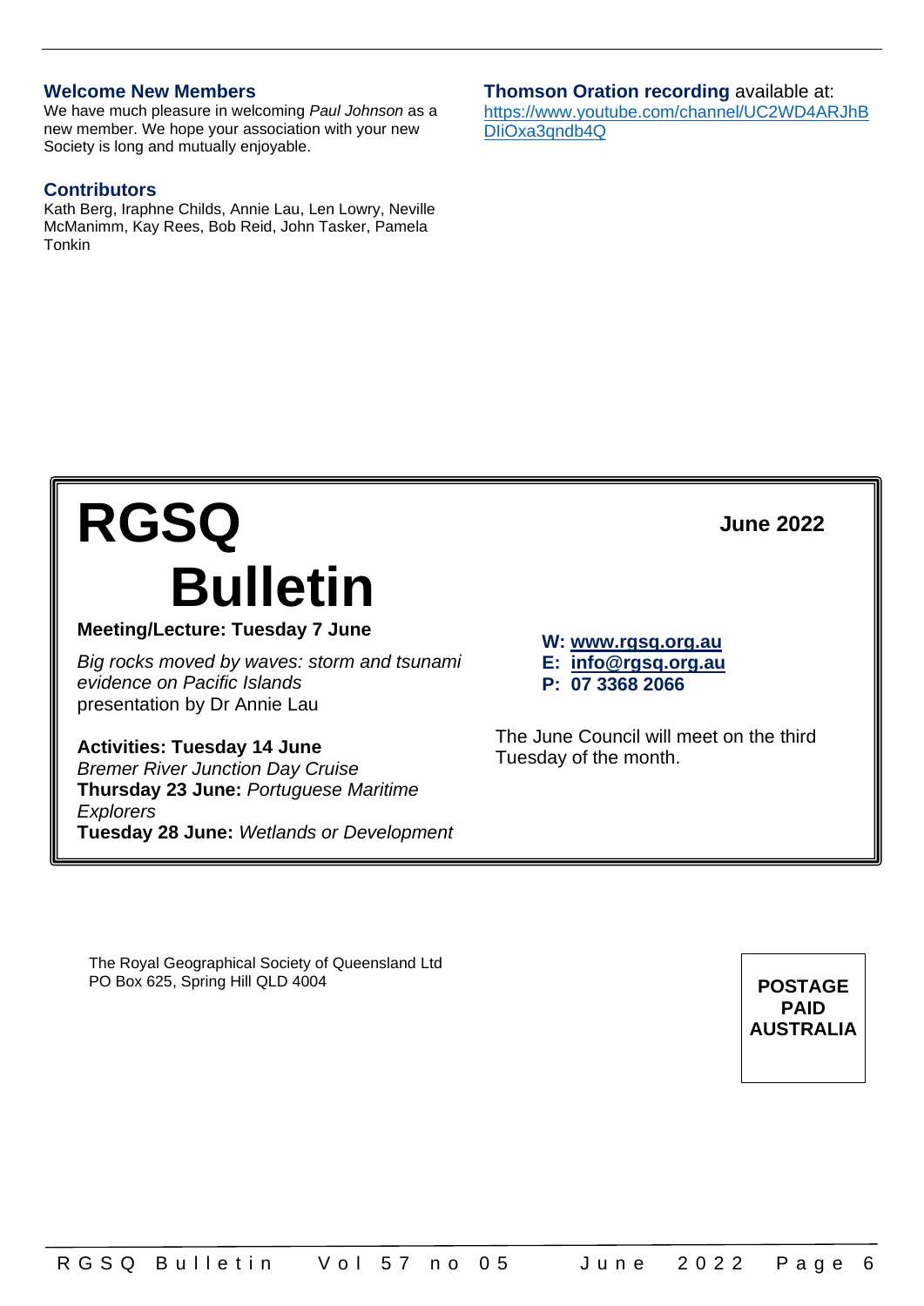### Welcome New Members

We have much pleasure in welcoming *Paul Johnson* as a new member. We hope your association with your new Society is long and mutually enjoyable.

### Contributors

Kath Berg, Iraphne Childs, Annie Lau, Len Lowry, Neville McManimm, Kay Rees, Bob Reid, John Tasker, Pamela Tonkin

**Thomson Oration recording** available at: https://www.youtube.com/channel/UC2WD4ARJhBDIiOxa3qndb4Q

# RGSQ Bulletin

**June 2022**

**Meeting/Lecture: Tuesday 7 June**

*Big rocks moved by waves: storm and tsunami evidence on Pacific Islands*
presentation by Dr Annie Lau

**Activities: Tuesday 14 June**
*Bremer River Junction Day Cruise*
**Thursday 23 June:** *Portuguese Maritime Explorers*
**Tuesday 28 June:** *Wetlands or Development*

**W: www.rgsq.org.au**
**E: info@rgsq.org.au**
**P: 07 3368 2066**

The June Council will meet on the third Tuesday of the month.

The Royal Geographical Society of Queensland Ltd
PO Box 625, Spring Hill QLD 4004

**POSTAGE PAID AUSTRALIA**